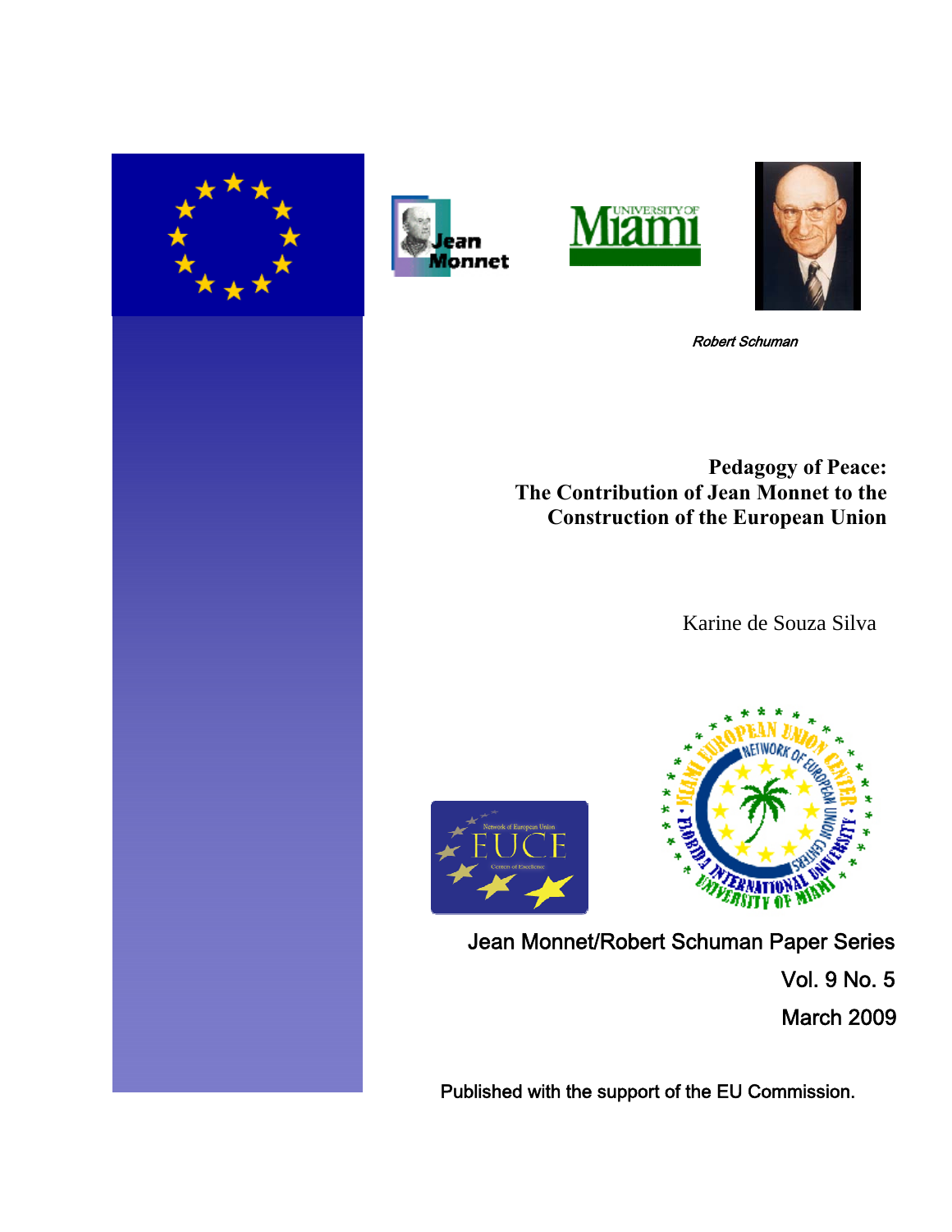*Robert Schuman*

# Pedagogy of Peace: The Contribution of Jean Monnet to the Construction of the European Union

Karine de Souza Silva

Jean Monnet/Robert Schuman Paper Series

Vol. 9 No. 5

March 2009

Published with the support of the EU Commission.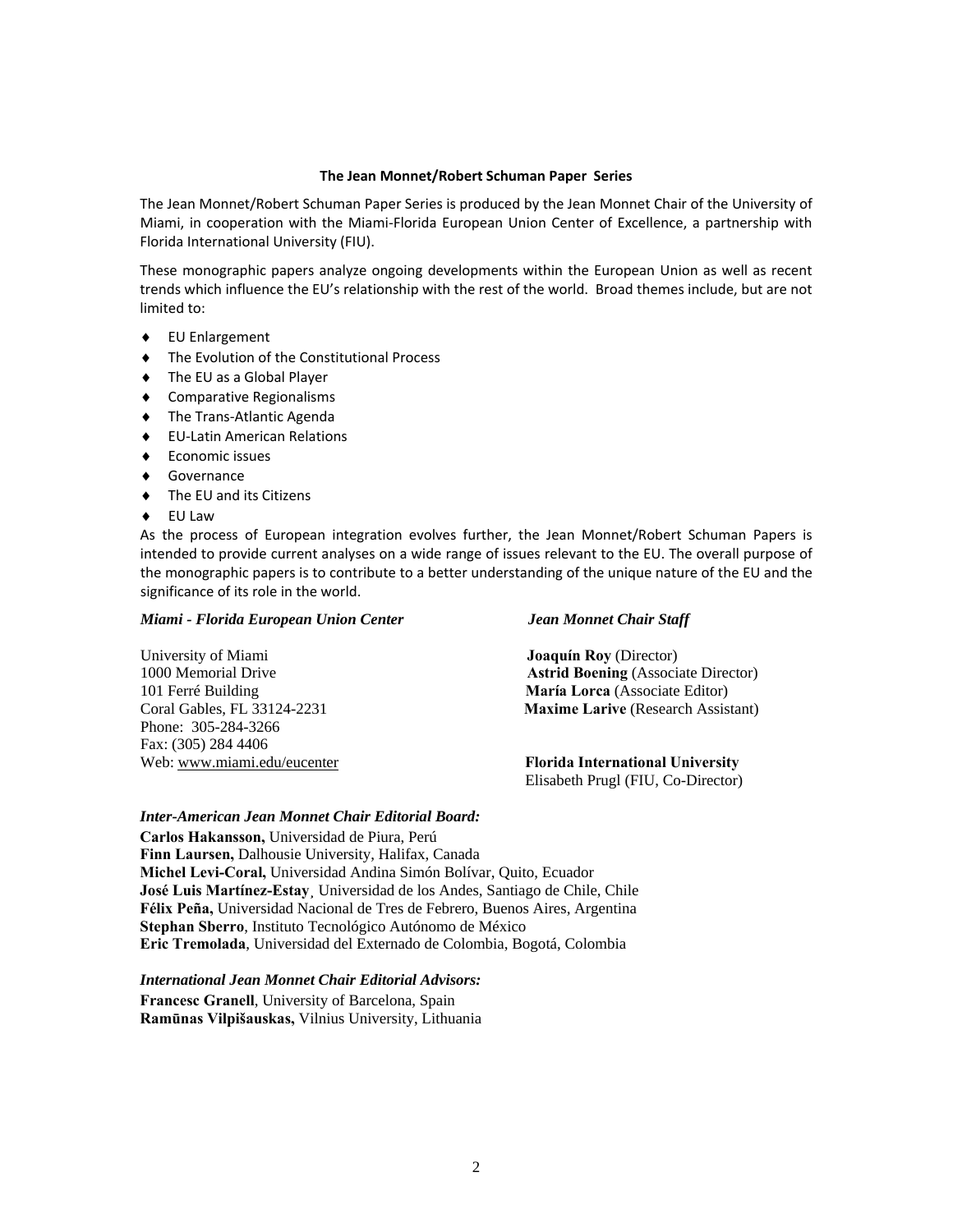## The Jean Monnet/Robert Schuman Paper Series

The Jean Monnet/Robert Schuman Paper Series is produced by the Jean Monnet Chair of the University of Miami, in cooperation with the Miami-Florida European Union Center of Excellence, a partnership with Florida International University (FIU).

These monographic papers analyze ongoing developments within the European Union as well as recent trends which influence the EU's relationship with the rest of the world. Broad themes include, but are not limited to:

- EU Enlargement
- The Evolution of the Constitutional Process
- The EU as a Global Player
- Comparative Regionalisms
- The Trans-Atlantic Agenda
- EU-Latin American Relations
- Economic issues
- Governance
- The EU and its Citizens
- EU Law

As the process of European integration evolves further, the Jean Monnet/Robert Schuman Papers is intended to provide current analyses on a wide range of issues relevant to the EU. The overall purpose of the monographic papers is to contribute to a better understanding of the unique nature of the EU and the significance of its role in the world.

***Miami - Florida European Union Center***

University of Miami
1000 Memorial Drive
101 Ferré Building
Coral Gables, FL 33124-2231
Phone: 305-284-3266
Fax: (305) 284 4406
Web: www.miami.edu/eucenter

***Jean Monnet Chair Staff***

**Joaquín Roy** (Director)
**Astrid Boening** (Associate Director)
**María Lorca** (Associate Editor)
**Maxime Larive** (Research Assistant)

**Florida International University**
Elisabeth Prugl (FIU, Co-Director)

***Inter-American Jean Monnet Chair Editorial Board:***

**Carlos Hakansson,** Universidad de Piura, Perú
**Finn Laursen,** Dalhousie University, Halifax, Canada
**Michel Levi-Coral,** Universidad Andina Simón Bolívar, Quito, Ecuador
**José Luis Martínez-Estay**¸ Universidad de los Andes, Santiago de Chile, Chile
**Félix Peña,** Universidad Nacional de Tres de Febrero, Buenos Aires, Argentina
**Stephan Sberro**, Instituto Tecnológico Autónomo de México
**Eric Tremolada**, Universidad del Externado de Colombia, Bogotá, Colombia

***International Jean Monnet Chair Editorial Advisors:***

**Francesc Granell**, University of Barcelona, Spain
**Ramūnas Vilpišauskas,** Vilnius University, Lithuania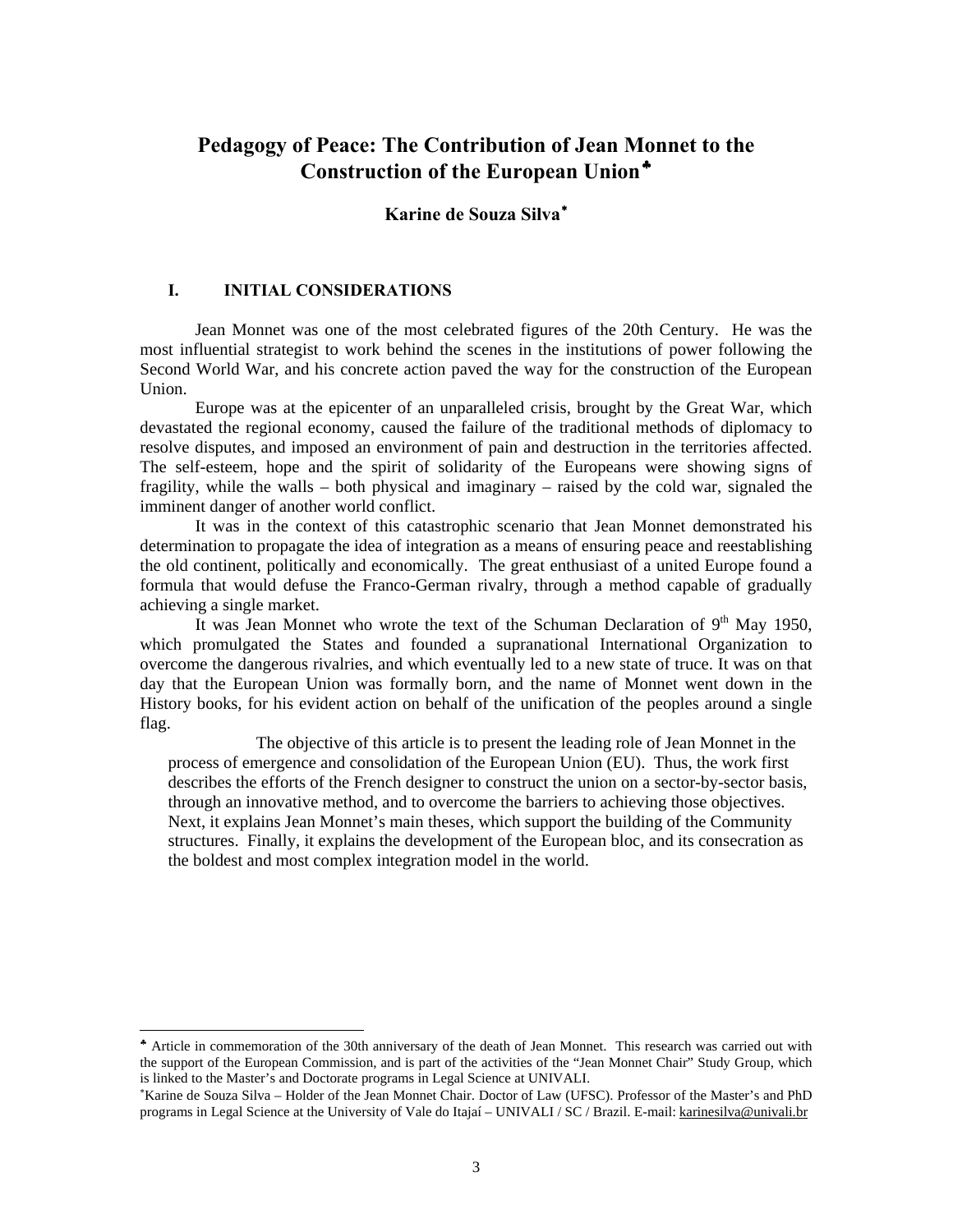# Pedagogy of Peace: The Contribution of Jean Monnet to the Construction of the European Union[♣]

**Karine de Souza Silva**[*]

## I. INITIAL CONSIDERATIONS

Jean Monnet was one of the most celebrated figures of the 20th Century. He was the most influential strategist to work behind the scenes in the institutions of power following the Second World War, and his concrete action paved the way for the construction of the European Union.

Europe was at the epicenter of an unparalleled crisis, brought by the Great War, which devastated the regional economy, caused the failure of the traditional methods of diplomacy to resolve disputes, and imposed an environment of pain and destruction in the territories affected. The self-esteem, hope and the spirit of solidarity of the Europeans were showing signs of fragility, while the walls – both physical and imaginary – raised by the cold war, signaled the imminent danger of another world conflict.

It was in the context of this catastrophic scenario that Jean Monnet demonstrated his determination to propagate the idea of integration as a means of ensuring peace and reestablishing the old continent, politically and economically. The great enthusiast of a united Europe found a formula that would defuse the Franco-German rivalry, through a method capable of gradually achieving a single market.

It was Jean Monnet who wrote the text of the Schuman Declaration of 9th May 1950, which promulgated the States and founded a supranational International Organization to overcome the dangerous rivalries, and which eventually led to a new state of truce. It was on that day that the European Union was formally born, and the name of Monnet went down in the History books, for his evident action on behalf of the unification of the peoples around a single flag.

The objective of this article is to present the leading role of Jean Monnet in the process of emergence and consolidation of the European Union (EU). Thus, the work first describes the efforts of the French designer to construct the union on a sector-by-sector basis, through an innovative method, and to overcome the barriers to achieving those objectives. Next, it explains Jean Monnet's main theses, which support the building of the Community structures. Finally, it explains the development of the European bloc, and its consecration as the boldest and most complex integration model in the world.

---

[♣] Article in commemoration of the 30th anniversary of the death of Jean Monnet. This research was carried out with the support of the European Commission, and is part of the activities of the "Jean Monnet Chair" Study Group, which is linked to the Master's and Doctorate programs in Legal Science at UNIVALI.

[*] Karine de Souza Silva – Holder of the Jean Monnet Chair. Doctor of Law (UFSC). Professor of the Master's and PhD programs in Legal Science at the University of Vale do Itajaí – UNIVALI / SC / Brazil. E-mail: karinesilva@univali.br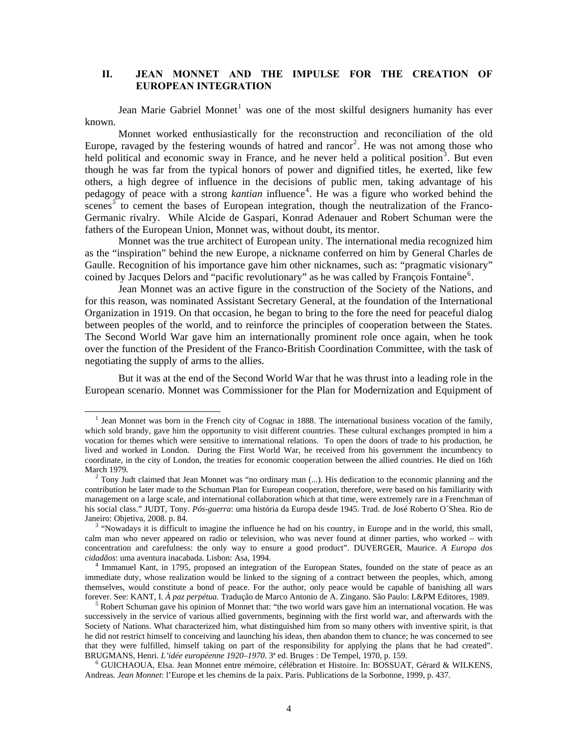## II. JEAN MONNET AND THE IMPULSE FOR THE CREATION OF EUROPEAN INTEGRATION

Jean Marie Gabriel Monnet[1] was one of the most skilful designers humanity has ever known.

Monnet worked enthusiastically for the reconstruction and reconciliation of the old Europe, ravaged by the festering wounds of hatred and rancor[2]. He was not among those who held political and economic sway in France, and he never held a political position[3]. But even though he was far from the typical honors of power and dignified titles, he exerted, like few others, a high degree of influence in the decisions of public men, taking advantage of his pedagogy of peace with a strong *kantian* influence[4]. He was a figure who worked behind the scenes[5] to cement the bases of European integration, though the neutralization of the Franco-Germanic rivalry. While Alcide de Gaspari, Konrad Adenauer and Robert Schuman were the fathers of the European Union, Monnet was, without doubt, its mentor.

Monnet was the true architect of European unity. The international media recognized him as the "inspiration" behind the new Europe, a nickname conferred on him by General Charles de Gaulle. Recognition of his importance gave him other nicknames, such as: "pragmatic visionary" coined by Jacques Delors and "pacific revolutionary" as he was called by François Fontaine[6].

Jean Monnet was an active figure in the construction of the Society of the Nations, and for this reason, was nominated Assistant Secretary General, at the foundation of the International Organization in 1919. On that occasion, he began to bring to the fore the need for peaceful dialog between peoples of the world, and to reinforce the principles of cooperation between the States. The Second World War gave him an internationally prominent role once again, when he took over the function of the President of the Franco-British Coordination Committee, with the task of negotiating the supply of arms to the allies.

But it was at the end of the Second World War that he was thrust into a leading role in the European scenario. Monnet was Commissioner for the Plan for Modernization and Equipment of

---

[1] Jean Monnet was born in the French city of Cognac in 1888. The international business vocation of the family, which sold brandy, gave him the opportunity to visit different countries. These cultural exchanges prompted in him a vocation for themes which were sensitive to international relations. To open the doors of trade to his production, he lived and worked in London. During the First World War, he received from his government the incumbency to coordinate, in the city of London, the treaties for economic cooperation between the allied countries. He died on 16th March 1979.

[2] Tony Judt claimed that Jean Monnet was "no ordinary man (...). His dedication to the economic planning and the contribution he later made to the Schuman Plan for European cooperation, therefore, were based on his familiarity with management on a large scale, and international collaboration which at that time, were extremely rare in a Frenchman of his social class." JUDT, Tony. *Pós-guerra*: uma história da Europa desde 1945. Trad. de José Roberto O´Shea. Rio de Janeiro: Objetiva, 2008. p. 84.

[3] "Nowadays it is difficult to imagine the influence he had on his country, in Europe and in the world, this small, calm man who never appeared on radio or television, who was never found at dinner parties, who worked – with concentration and carefulness: the only way to ensure a good product". DUVERGER, Maurice. *A Europa dos cidadãos*: uma aventura inacabada. Lisbon: Asa, 1994.

[4] Immanuel Kant, in 1795, proposed an integration of the European States, founded on the state of peace as an immediate duty, whose realization would be linked to the signing of a contract between the peoples, which, among themselves, would constitute a bond of peace. For the author, only peace would be capable of banishing all wars forever. See: KANT, I. *À paz perpétua.* Tradução de Marco Antonio de A. Zingano. São Paulo: L&PM Editores, 1989.

[5] Robert Schuman gave his opinion of Monnet that: "the two world wars gave him an international vocation. He was successively in the service of various allied governments, beginning with the first world war, and afterwards with the Society of Nations. What characterized him, what distinguished him from so many others with inventive spirit, is that he did not restrict himself to conceiving and launching his ideas, then abandon them to chance; he was concerned to see that they were fulfilled, himself taking on part of the responsibility for applying the plans that he had created". BRUGMANS, Henri. *L'idée européenne 1920–1970.* 3ª ed. Bruges : De Tempel, 1970, p. 159.

[6] GUICHAOUA, Elsa. Jean Monnet entre mémoire, célébration et Histoire. In: BOSSUAT, Gérard & WILKENS, Andreas. *Jean Monnet*: l'Europe et les chemins de la paix. Paris. Publications de la Sorbonne, 1999, p. 437.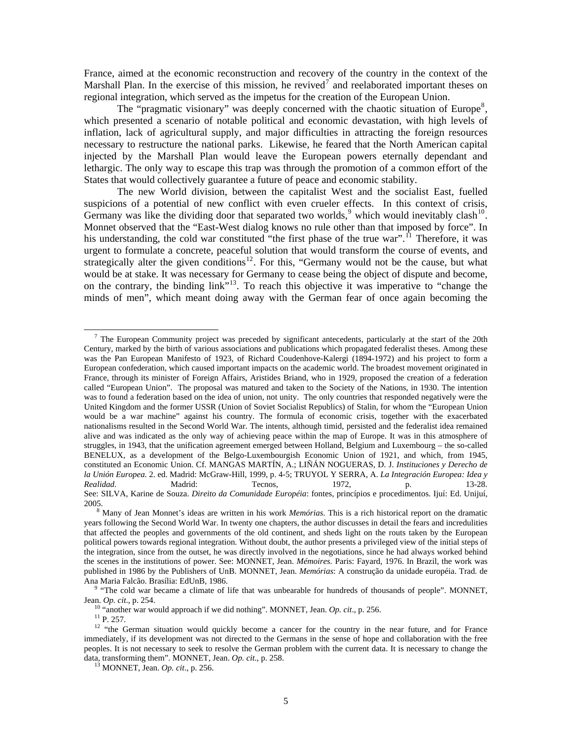France, aimed at the economic reconstruction and recovery of the country in the context of the Marshall Plan. In the exercise of this mission, he revived[7] and reelaborated important theses on regional integration, which served as the impetus for the creation of the European Union.

The "pragmatic visionary" was deeply concerned with the chaotic situation of Europe[8], which presented a scenario of notable political and economic devastation, with high levels of inflation, lack of agricultural supply, and major difficulties in attracting the foreign resources necessary to restructure the national parks. Likewise, he feared that the North American capital injected by the Marshall Plan would leave the European powers eternally dependant and lethargic. The only way to escape this trap was through the promotion of a common effort of the States that would collectively guarantee a future of peace and economic stability.

The new World division, between the capitalist West and the socialist East, fuelled suspicions of a potential of new conflict with even crueler effects. In this context of crisis, Germany was like the dividing door that separated two worlds,[9] which would inevitably clash[10]. Monnet observed that the "East-West dialog knows no rule other than that imposed by force". In his understanding, the cold war constituted "the first phase of the true war".[11] Therefore, it was urgent to formulate a concrete, peaceful solution that would transform the course of events, and strategically alter the given conditions[12]. For this, "Germany would not be the cause, but what would be at stake. It was necessary for Germany to cease being the object of dispute and become, on the contrary, the binding link"[13]. To reach this objective it was imperative to "change the minds of men", which meant doing away with the German fear of once again becoming the

---

[7] The European Community project was preceded by significant antecedents, particularly at the start of the 20th Century, marked by the birth of various associations and publications which propagated federalist theses. Among these was the Pan European Manifesto of 1923, of Richard Coudenhove-Kalergi (1894-1972) and his project to form a European confederation, which caused important impacts on the academic world. The broadest movement originated in France, through its minister of Foreign Affairs, Aristides Briand, who in 1929, proposed the creation of a federation called "European Union". The proposal was matured and taken to the Society of the Nations, in 1930. The intention was to found a federation based on the idea of union, not unity. The only countries that responded negatively were the United Kingdom and the former USSR (Union of Soviet Socialist Republics) of Stalin, for whom the "European Union would be a war machine" against his country. The formula of economic crisis, together with the exacerbated nationalisms resulted in the Second World War. The intents, although timid, persisted and the federalist idea remained alive and was indicated as the only way of achieving peace within the map of Europe. It was in this atmosphere of struggles, in 1943, that the unification agreement emerged between Holland, Belgium and Luxembourg – the so-called BENELUX, as a development of the Belgo-Luxembourgish Economic Union of 1921, and which, from 1945, constituted an Economic Union. Cf. MANGAS MARTÍN, A.; LIÑÁN NOGUERAS, D. J. *Instituciones y Derecho de la Unión Europea.* 2. ed. Madrid: McGraw-Hill, 1999, p. 4-5; TRUYOL Y SERRA, A. *La Integración Europea: Idea y Realidad*. Madrid: Tecnos, 1972, p. 13-28. See: SILVA, Karine de Souza. *Direito da Comunidade Européia*: fontes, princípios e procedimentos. Ijuí: Ed. Unijuí, 2005.

[8] Many of Jean Monnet's ideas are written in his work *Memórias.* This is a rich historical report on the dramatic years following the Second World War. In twenty one chapters, the author discusses in detail the fears and incredulities that affected the peoples and governments of the old continent, and sheds light on the routs taken by the European political powers towards regional integration. Without doubt, the author presents a privileged view of the initial steps of the integration, since from the outset, he was directly involved in the negotiations, since he had always worked behind the scenes in the institutions of power. See: MONNET, Jean. *Mémoires.* Paris: Fayard, 1976. In Brazil, the work was published in 1986 by the Publishers of UnB. MONNET, Jean. *Memórias*: A construção da unidade européia. Trad. de Ana Maria Falcão. Brasília: EdUnB, 1986.

[9] "The cold war became a climate of life that was unbearable for hundreds of thousands of people". MONNET, Jean. *Op. cit*., p. 254.

[10] "another war would approach if we did nothing". MONNET, Jean. *Op. cit*., p. 256.

[11] P. 257.

[12] "the German situation would quickly become a cancer for the country in the near future, and for France immediately, if its development was not directed to the Germans in the sense of hope and collaboration with the free peoples. It is not necessary to seek to resolve the German problem with the current data. It is necessary to change the data, transforming them". MONNET, Jean. *Op. cit*., p. 258.

[13] MONNET, Jean. *Op. cit*., p. 256.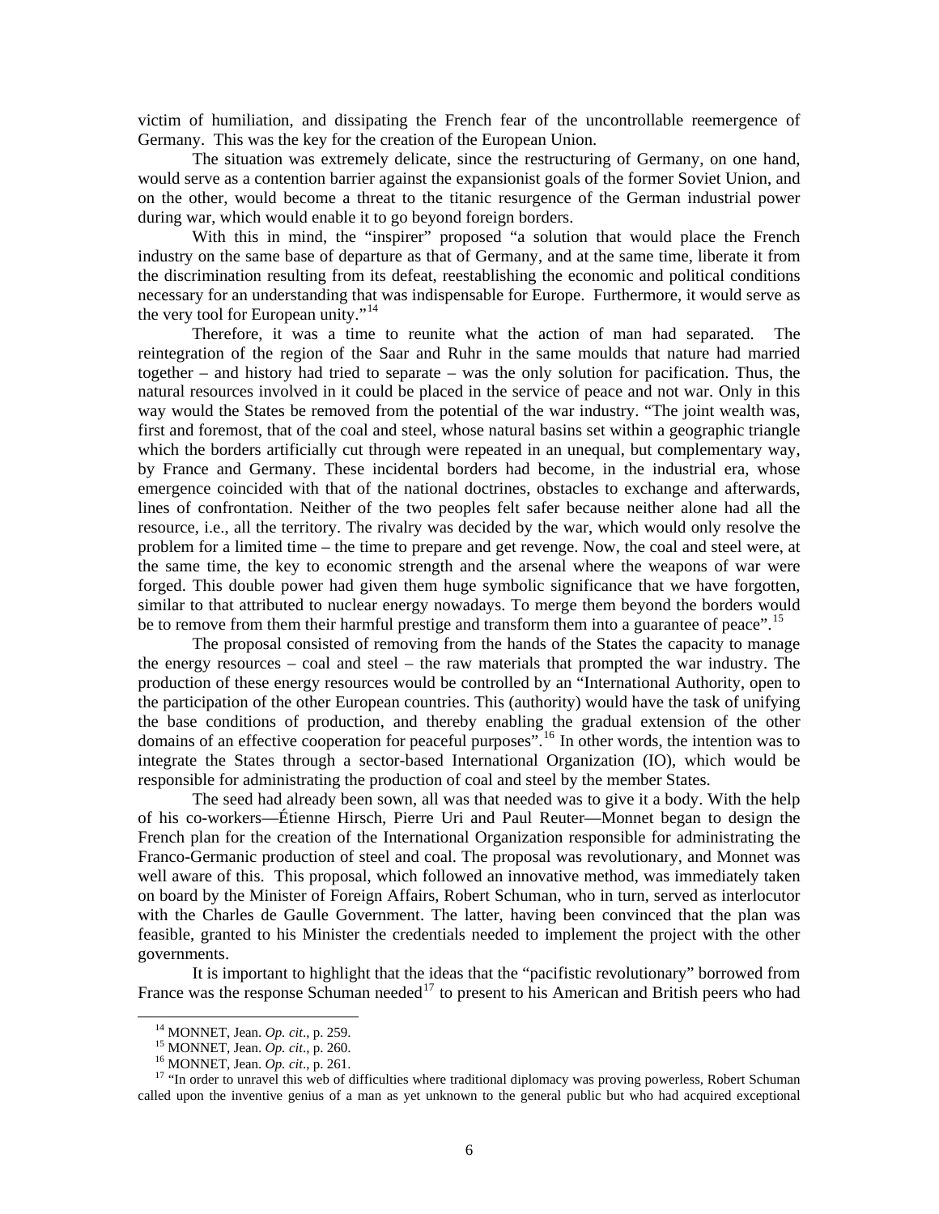victim of humiliation, and dissipating the French fear of the uncontrollable reemergence of Germany. This was the key for the creation of the European Union.

The situation was extremely delicate, since the restructuring of Germany, on one hand, would serve as a contention barrier against the expansionist goals of the former Soviet Union, and on the other, would become a threat to the titanic resurgence of the German industrial power during war, which would enable it to go beyond foreign borders.

With this in mind, the "inspirer" proposed "a solution that would place the French industry on the same base of departure as that of Germany, and at the same time, liberate it from the discrimination resulting from its defeat, reestablishing the economic and political conditions necessary for an understanding that was indispensable for Europe. Furthermore, it would serve as the very tool for European unity."[14]

Therefore, it was a time to reunite what the action of man had separated. The reintegration of the region of the Saar and Ruhr in the same moulds that nature had married together – and history had tried to separate – was the only solution for pacification. Thus, the natural resources involved in it could be placed in the service of peace and not war. Only in this way would the States be removed from the potential of the war industry. "The joint wealth was, first and foremost, that of the coal and steel, whose natural basins set within a geographic triangle which the borders artificially cut through were repeated in an unequal, but complementary way, by France and Germany. These incidental borders had become, in the industrial era, whose emergence coincided with that of the national doctrines, obstacles to exchange and afterwards, lines of confrontation. Neither of the two peoples felt safer because neither alone had all the resource, i.e., all the territory. The rivalry was decided by the war, which would only resolve the problem for a limited time – the time to prepare and get revenge. Now, the coal and steel were, at the same time, the key to economic strength and the arsenal where the weapons of war were forged. This double power had given them huge symbolic significance that we have forgotten, similar to that attributed to nuclear energy nowadays. To merge them beyond the borders would be to remove from them their harmful prestige and transform them into a guarantee of peace".[15]

The proposal consisted of removing from the hands of the States the capacity to manage the energy resources – coal and steel – the raw materials that prompted the war industry. The production of these energy resources would be controlled by an "International Authority, open to the participation of the other European countries. This (authority) would have the task of unifying the base conditions of production, and thereby enabling the gradual extension of the other domains of an effective cooperation for peaceful purposes".[16] In other words, the intention was to integrate the States through a sector-based International Organization (IO), which would be responsible for administrating the production of coal and steel by the member States.

The seed had already been sown, all was that needed was to give it a body. With the help of his co-workers—Étienne Hirsch, Pierre Uri and Paul Reuter—Monnet began to design the French plan for the creation of the International Organization responsible for administrating the Franco-Germanic production of steel and coal. The proposal was revolutionary, and Monnet was well aware of this. This proposal, which followed an innovative method, was immediately taken on board by the Minister of Foreign Affairs, Robert Schuman, who in turn, served as interlocutor with the Charles de Gaulle Government. The latter, having been convinced that the plan was feasible, granted to his Minister the credentials needed to implement the project with the other governments.

It is important to highlight that the ideas that the "pacifistic revolutionary" borrowed from France was the response Schuman needed[17] to present to his American and British peers who had

---

[14] MONNET, Jean. *Op. cit*., p. 259.

[15] MONNET, Jean. *Op. cit*., p. 260.

[16] MONNET, Jean. *Op. cit*., p. 261.

[17] "In order to unravel this web of difficulties where traditional diplomacy was proving powerless, Robert Schuman called upon the inventive genius of a man as yet unknown to the general public but who had acquired exceptional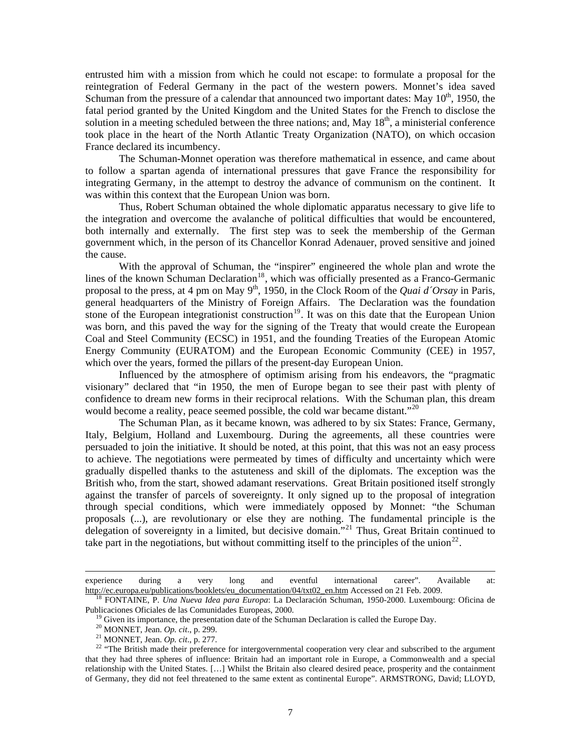entrusted him with a mission from which he could not escape: to formulate a proposal for the reintegration of Federal Germany in the pact of the western powers. Monnet's idea saved Schuman from the pressure of a calendar that announced two important dates: May 10th, 1950, the fatal period granted by the United Kingdom and the United States for the French to disclose the solution in a meeting scheduled between the three nations; and, May 18th, a ministerial conference took place in the heart of the North Atlantic Treaty Organization (NATO), on which occasion France declared its incumbency.

The Schuman-Monnet operation was therefore mathematical in essence, and came about to follow a spartan agenda of international pressures that gave France the responsibility for integrating Germany, in the attempt to destroy the advance of communism on the continent. It was within this context that the European Union was born.

Thus, Robert Schuman obtained the whole diplomatic apparatus necessary to give life to the integration and overcome the avalanche of political difficulties that would be encountered, both internally and externally. The first step was to seek the membership of the German government which, in the person of its Chancellor Konrad Adenauer, proved sensitive and joined the cause.

With the approval of Schuman, the "inspirer" engineered the whole plan and wrote the lines of the known Schuman Declaration[18], which was officially presented as a Franco-Germanic proposal to the press, at 4 pm on May 9th, 1950, in the Clock Room of the *Quai d´Orsay* in Paris, general headquarters of the Ministry of Foreign Affairs. The Declaration was the foundation stone of the European integrationist construction[19]. It was on this date that the European Union was born, and this paved the way for the signing of the Treaty that would create the European Coal and Steel Community (ECSC) in 1951, and the founding Treaties of the European Atomic Energy Community (EURATOM) and the European Economic Community (CEE) in 1957, which over the years, formed the pillars of the present-day European Union.

Influenced by the atmosphere of optimism arising from his endeavors, the "pragmatic visionary" declared that "in 1950, the men of Europe began to see their past with plenty of confidence to dream new forms in their reciprocal relations. With the Schuman plan, this dream would become a reality, peace seemed possible, the cold war became distant."[20]

The Schuman Plan, as it became known, was adhered to by six States: France, Germany, Italy, Belgium, Holland and Luxembourg. During the agreements, all these countries were persuaded to join the initiative. It should be noted, at this point, that this was not an easy process to achieve. The negotiations were permeated by times of difficulty and uncertainty which were gradually dispelled thanks to the astuteness and skill of the diplomats. The exception was the British who, from the start, showed adamant reservations. Great Britain positioned itself strongly against the transfer of parcels of sovereignty. It only signed up to the proposal of integration through special conditions, which were immediately opposed by Monnet: "the Schuman proposals (...), are revolutionary or else they are nothing. The fundamental principle is the delegation of sovereignty in a limited, but decisive domain."[21] Thus, Great Britain continued to take part in the negotiations, but without committing itself to the principles of the union[22].

---

experience during a very long and eventful international career". Available at: http://ec.europa.eu/publications/booklets/eu_documentation/04/txt02_en.htm Accessed on 21 Feb. 2009.

[18] FONTAINE, P. *Una Nueva Idea para Europa*: La Declaración Schuman, 1950-2000. Luxembourg: Oficina de Publicaciones Oficiales de las Comunidades Europeas, 2000.

[19] Given its importance, the presentation date of the Schuman Declaration is called the Europe Day.

[20] MONNET, Jean. *Op. cit*., p. 299.

[21] MONNET, Jean. *Op. cit*., p. 277.

[22] "The British made their preference for intergovernmental cooperation very clear and subscribed to the argument that they had three spheres of influence: Britain had an important role in Europe, a Commonwealth and a special relationship with the United States. […] Whilst the Britain also cleared desired peace, prosperity and the containment of Germany, they did not feel threatened to the same extent as continental Europe". ARMSTRONG, David; LLOYD,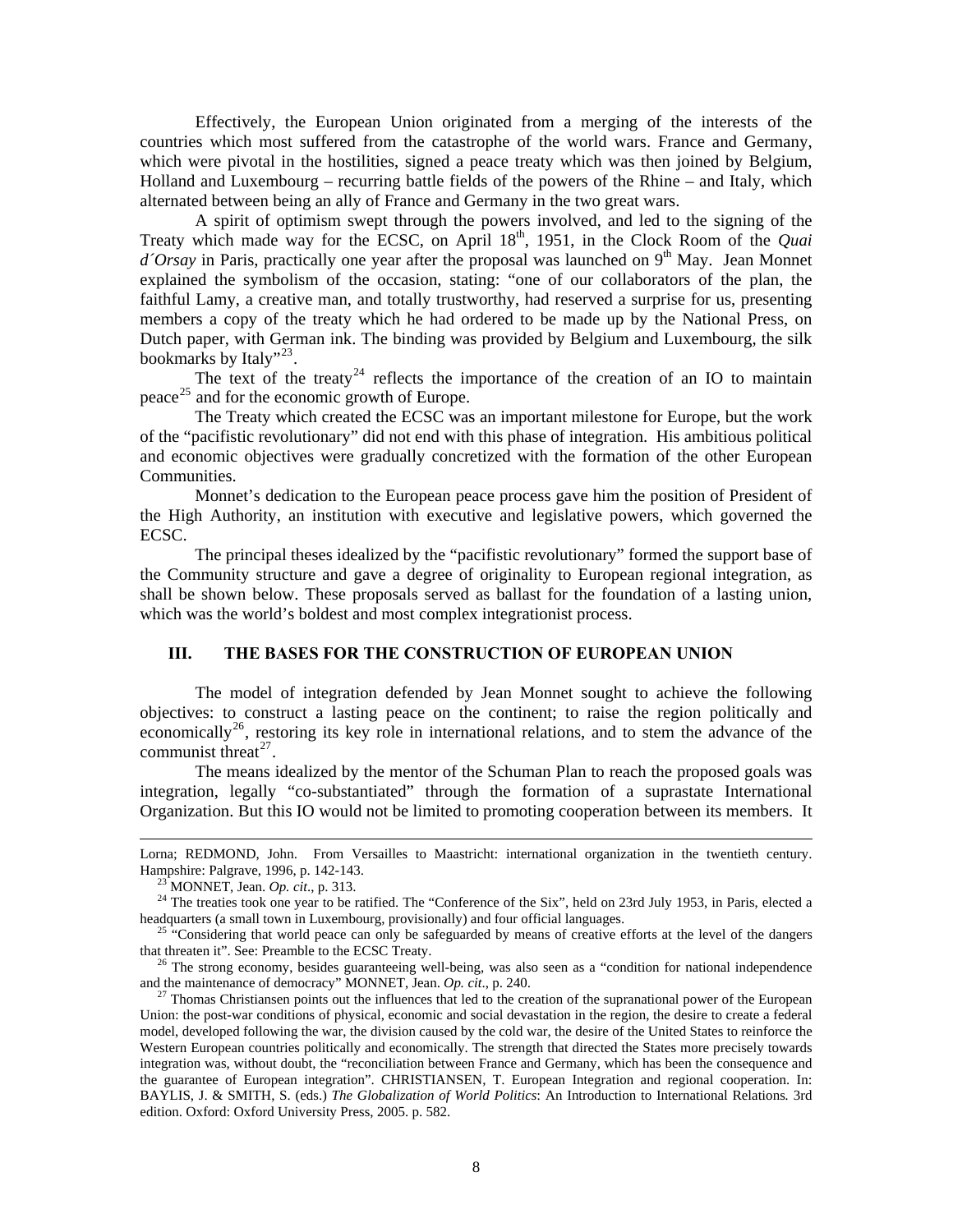Effectively, the European Union originated from a merging of the interests of the countries which most suffered from the catastrophe of the world wars. France and Germany, which were pivotal in the hostilities, signed a peace treaty which was then joined by Belgium, Holland and Luxembourg – recurring battle fields of the powers of the Rhine – and Italy, which alternated between being an ally of France and Germany in the two great wars.

A spirit of optimism swept through the powers involved, and led to the signing of the Treaty which made way for the ECSC, on April 18th, 1951, in the Clock Room of the *Quai d´Orsay* in Paris, practically one year after the proposal was launched on 9th May. Jean Monnet explained the symbolism of the occasion, stating: "one of our collaborators of the plan, the faithful Lamy, a creative man, and totally trustworthy, had reserved a surprise for us, presenting members a copy of the treaty which he had ordered to be made up by the National Press, on Dutch paper, with German ink. The binding was provided by Belgium and Luxembourg, the silk bookmarks by Italy"[23].

The text of the treaty[24] reflects the importance of the creation of an IO to maintain peace[25] and for the economic growth of Europe.

The Treaty which created the ECSC was an important milestone for Europe, but the work of the "pacifistic revolutionary" did not end with this phase of integration. His ambitious political and economic objectives were gradually concretized with the formation of the other European Communities.

Monnet's dedication to the European peace process gave him the position of President of the High Authority, an institution with executive and legislative powers, which governed the ECSC.

The principal theses idealized by the "pacifistic revolutionary" formed the support base of the Community structure and gave a degree of originality to European regional integration, as shall be shown below. These proposals served as ballast for the foundation of a lasting union, which was the world's boldest and most complex integrationist process.

## III. THE BASES FOR THE CONSTRUCTION OF EUROPEAN UNION

The model of integration defended by Jean Monnet sought to achieve the following objectives: to construct a lasting peace on the continent; to raise the region politically and economically[26], restoring its key role in international relations, and to stem the advance of the communist threat[27].

The means idealized by the mentor of the Schuman Plan to reach the proposed goals was integration, legally "co-substantiated" through the formation of a suprastate International Organization. But this IO would not be limited to promoting cooperation between its members. It

---

Lorna; REDMOND, John. From Versailles to Maastricht: international organization in the twentieth century. Hampshire: Palgrave, 1996, p. 142-143.

[23] MONNET, Jean. *Op. cit*., p. 313.

[24] The treaties took one year to be ratified. The "Conference of the Six", held on 23rd July 1953, in Paris, elected a headquarters (a small town in Luxembourg, provisionally) and four official languages.

[25] "Considering that world peace can only be safeguarded by means of creative efforts at the level of the dangers that threaten it". See: Preamble to the ECSC Treaty.

[26] The strong economy, besides guaranteeing well-being, was also seen as a "condition for national independence and the maintenance of democracy" MONNET, Jean. *Op. cit*., p. 240.

[27] Thomas Christiansen points out the influences that led to the creation of the supranational power of the European Union: the post-war conditions of physical, economic and social devastation in the region, the desire to create a federal model, developed following the war, the division caused by the cold war, the desire of the United States to reinforce the Western European countries politically and economically. The strength that directed the States more precisely towards integration was, without doubt, the "reconciliation between France and Germany, which has been the consequence and the guarantee of European integration". CHRISTIANSEN, T. European Integration and regional cooperation. In: BAYLIS, J. & SMITH, S. (eds.) *The Globalization of World Politics*: An Introduction to International Relations*.* 3rd edition. Oxford: Oxford University Press, 2005. p. 582.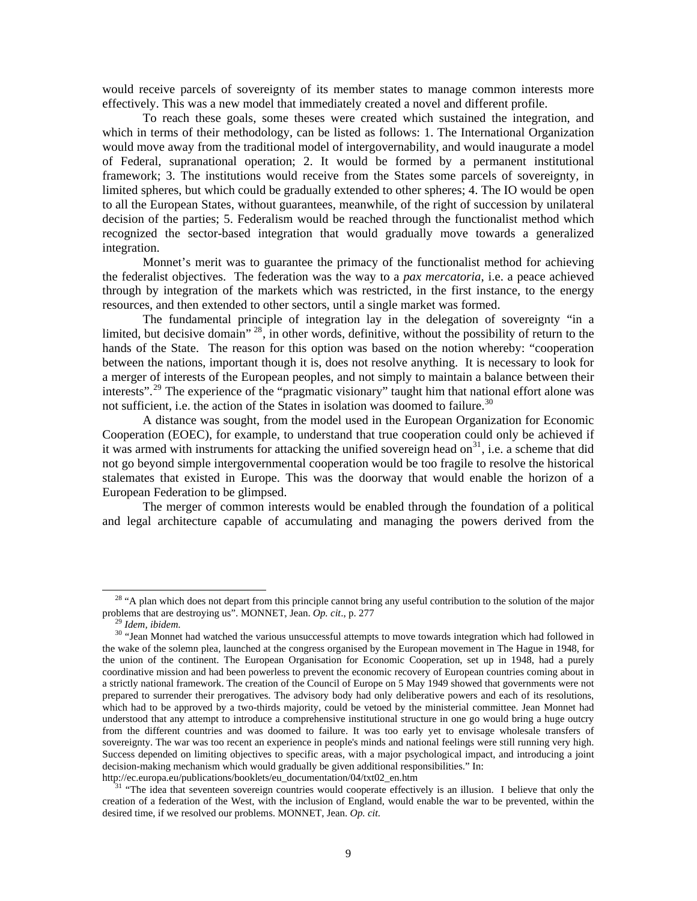would receive parcels of sovereignty of its member states to manage common interests more effectively. This was a new model that immediately created a novel and different profile.

To reach these goals, some theses were created which sustained the integration, and which in terms of their methodology, can be listed as follows: 1. The International Organization would move away from the traditional model of intergovernability, and would inaugurate a model of Federal, supranational operation; 2. It would be formed by a permanent institutional framework; 3. The institutions would receive from the States some parcels of sovereignty, in limited spheres, but which could be gradually extended to other spheres; 4. The IO would be open to all the European States, without guarantees, meanwhile, of the right of succession by unilateral decision of the parties; 5. Federalism would be reached through the functionalist method which recognized the sector-based integration that would gradually move towards a generalized integration.

Monnet's merit was to guarantee the primacy of the functionalist method for achieving the federalist objectives. The federation was the way to a *pax mercatoria*, i.e. a peace achieved through by integration of the markets which was restricted, in the first instance, to the energy resources, and then extended to other sectors, until a single market was formed.

The fundamental principle of integration lay in the delegation of sovereignty "in a limited, but decisive domain" [28], in other words, definitive, without the possibility of return to the hands of the State. The reason for this option was based on the notion whereby: "cooperation between the nations, important though it is, does not resolve anything. It is necessary to look for a merger of interests of the European peoples, and not simply to maintain a balance between their interests".[29] The experience of the "pragmatic visionary" taught him that national effort alone was not sufficient, i.e. the action of the States in isolation was doomed to failure.[30]

A distance was sought, from the model used in the European Organization for Economic Cooperation (EOEC), for example, to understand that true cooperation could only be achieved if it was armed with instruments for attacking the unified sovereign head on[31], i.e. a scheme that did not go beyond simple intergovernmental cooperation would be too fragile to resolve the historical stalemates that existed in Europe. This was the doorway that would enable the horizon of a European Federation to be glimpsed.

The merger of common interests would be enabled through the foundation of a political and legal architecture capable of accumulating and managing the powers derived from the

---

[28] "A plan which does not depart from this principle cannot bring any useful contribution to the solution of the major problems that are destroying us". MONNET, Jean. *Op. cit*., p. 277

[29] *Idem, ibidem.*

[30] "Jean Monnet had watched the various unsuccessful attempts to move towards integration which had followed in the wake of the solemn plea, launched at the congress organised by the European movement in The Hague in 1948, for the union of the continent. The European Organisation for Economic Cooperation, set up in 1948, had a purely coordinative mission and had been powerless to prevent the economic recovery of European countries coming about in a strictly national framework. The creation of the Council of Europe on 5 May 1949 showed that governments were not prepared to surrender their prerogatives. The advisory body had only deliberative powers and each of its resolutions, which had to be approved by a two-thirds majority, could be vetoed by the ministerial committee. Jean Monnet had understood that any attempt to introduce a comprehensive institutional structure in one go would bring a huge outcry from the different countries and was doomed to failure. It was too early yet to envisage wholesale transfers of sovereignty. The war was too recent an experience in people's minds and national feelings were still running very high. Success depended on limiting objectives to specific areas, with a major psychological impact, and introducing a joint decision-making mechanism which would gradually be given additional responsibilities." In: http://ec.europa.eu/publications/booklets/eu_documentation/04/txt02_en.htm

[31] "The idea that seventeen sovereign countries would cooperate effectively is an illusion. I believe that only the creation of a federation of the West, with the inclusion of England, would enable the war to be prevented, within the desired time, if we resolved our problems. MONNET, Jean. *Op. cit.*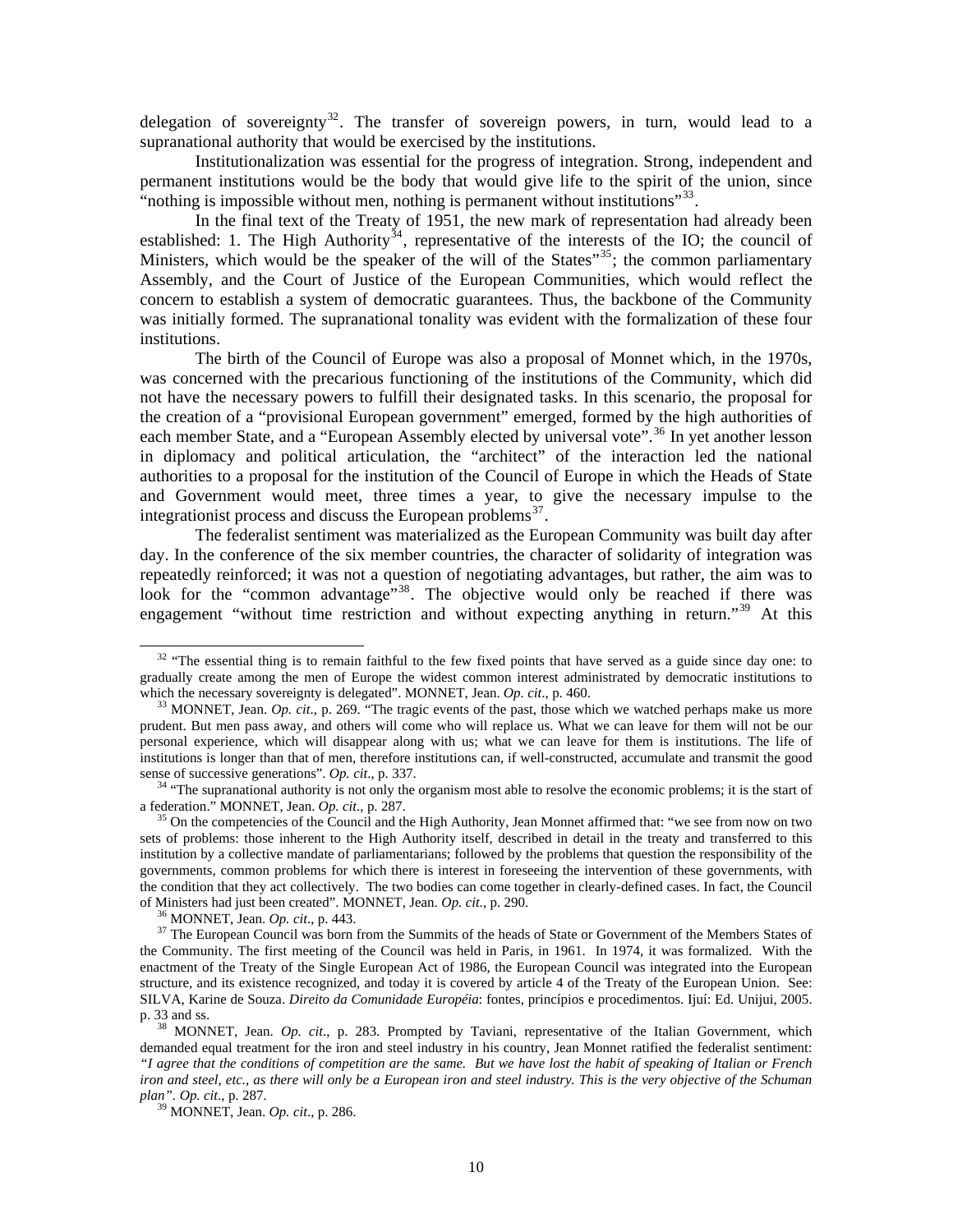delegation of sovereignty[32]. The transfer of sovereign powers, in turn, would lead to a supranational authority that would be exercised by the institutions.

Institutionalization was essential for the progress of integration. Strong, independent and permanent institutions would be the body that would give life to the spirit of the union, since "nothing is impossible without men, nothing is permanent without institutions"[33].

In the final text of the Treaty of 1951, the new mark of representation had already been established: 1. The High Authority[34], representative of the interests of the IO; the council of Ministers, which would be the speaker of the will of the States"[35]; the common parliamentary Assembly, and the Court of Justice of the European Communities, which would reflect the concern to establish a system of democratic guarantees. Thus, the backbone of the Community was initially formed. The supranational tonality was evident with the formalization of these four institutions.

The birth of the Council of Europe was also a proposal of Monnet which, in the 1970s, was concerned with the precarious functioning of the institutions of the Community, which did not have the necessary powers to fulfill their designated tasks. In this scenario, the proposal for the creation of a "provisional European government" emerged, formed by the high authorities of each member State, and a "European Assembly elected by universal vote".[36] In yet another lesson in diplomacy and political articulation, the "architect" of the interaction led the national authorities to a proposal for the institution of the Council of Europe in which the Heads of State and Government would meet, three times a year, to give the necessary impulse to the integrationist process and discuss the European problems[37].

The federalist sentiment was materialized as the European Community was built day after day. In the conference of the six member countries, the character of solidarity of integration was repeatedly reinforced; it was not a question of negotiating advantages, but rather, the aim was to look for the "common advantage"[38]. The objective would only be reached if there was engagement "without time restriction and without expecting anything in return."[39] At this

---

[32] "The essential thing is to remain faithful to the few fixed points that have served as a guide since day one: to gradually create among the men of Europe the widest common interest administrated by democratic institutions to which the necessary sovereignty is delegated". MONNET, Jean. *Op. cit*., p. 460.

[33] MONNET, Jean. *Op. cit*., p. 269. "The tragic events of the past, those which we watched perhaps make us more prudent. But men pass away, and others will come who will replace us. What we can leave for them will not be our personal experience, which will disappear along with us; what we can leave for them is institutions. The life of institutions is longer than that of men, therefore institutions can, if well-constructed, accumulate and transmit the good sense of successive generations". *Op. cit*., p. 337.

[34] "The supranational authority is not only the organism most able to resolve the economic problems; it is the start of a federation." MONNET, Jean. *Op. cit*., p. 287.

[35] On the competencies of the Council and the High Authority, Jean Monnet affirmed that: "we see from now on two sets of problems: those inherent to the High Authority itself, described in detail in the treaty and transferred to this institution by a collective mandate of parliamentarians; followed by the problems that question the responsibility of the governments, common problems for which there is interest in foreseeing the intervention of these governments, with the condition that they act collectively. The two bodies can come together in clearly-defined cases. In fact, the Council of Ministers had just been created". MONNET, Jean. *Op. cit.*, p. 290.

[36] MONNET, Jean. *Op. cit*., p. 443.

[37] The European Council was born from the Summits of the heads of State or Government of the Members States of the Community. The first meeting of the Council was held in Paris, in 1961. In 1974, it was formalized. With the enactment of the Treaty of the Single European Act of 1986, the European Council was integrated into the European structure, and its existence recognized, and today it is covered by article 4 of the Treaty of the European Union. See: SILVA, Karine de Souza. *Direito da Comunidade Européia*: fontes, princípios e procedimentos. Ijuí: Ed. Unijui, 2005. p. 33 and ss.

[38] MONNET, Jean. *Op. cit*., p. 283. Prompted by Taviani, representative of the Italian Government, which demanded equal treatment for the iron and steel industry in his country, Jean Monnet ratified the federalist sentiment: *"I agree that the conditions of competition are the same. But we have lost the habit of speaking of Italian or French iron and steel, etc., as there will only be a European iron and steel industry. This is the very objective of the Schuman plan". Op. cit*., p. 287.

[39] MONNET, Jean. *Op. cit*., p. 286.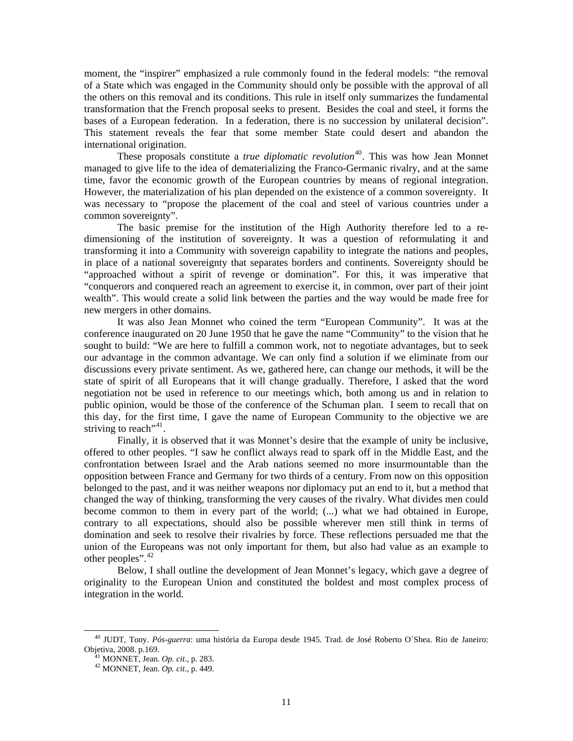moment, the "inspirer" emphasized a rule commonly found in the federal models: "the removal of a State which was engaged in the Community should only be possible with the approval of all the others on this removal and its conditions. This rule in itself only summarizes the fundamental transformation that the French proposal seeks to present. Besides the coal and steel, it forms the bases of a European federation. In a federation, there is no succession by unilateral decision". This statement reveals the fear that some member State could desert and abandon the international origination.

These proposals constitute a *true diplomatic revolution*[40]. This was how Jean Monnet managed to give life to the idea of dematerializing the Franco-Germanic rivalry, and at the same time, favor the economic growth of the European countries by means of regional integration. However, the materialization of his plan depended on the existence of a common sovereignty. It was necessary to "propose the placement of the coal and steel of various countries under a common sovereignty".

The basic premise for the institution of the High Authority therefore led to a re-dimensioning of the institution of sovereignty. It was a question of reformulating it and transforming it into a Community with sovereign capability to integrate the nations and peoples, in place of a national sovereignty that separates borders and continents. Sovereignty should be "approached without a spirit of revenge or domination". For this, it was imperative that "conquerors and conquered reach an agreement to exercise it, in common, over part of their joint wealth". This would create a solid link between the parties and the way would be made free for new mergers in other domains.

It was also Jean Monnet who coined the term "European Community". It was at the conference inaugurated on 20 June 1950 that he gave the name "Community" to the vision that he sought to build: "We are here to fulfill a common work, not to negotiate advantages, but to seek our advantage in the common advantage. We can only find a solution if we eliminate from our discussions every private sentiment. As we, gathered here, can change our methods, it will be the state of spirit of all Europeans that it will change gradually. Therefore, I asked that the word negotiation not be used in reference to our meetings which, both among us and in relation to public opinion, would be those of the conference of the Schuman plan. I seem to recall that on this day, for the first time, I gave the name of European Community to the objective we are striving to reach"[41].

Finally, it is observed that it was Monnet's desire that the example of unity be inclusive, offered to other peoples. "I saw he conflict always read to spark off in the Middle East, and the confrontation between Israel and the Arab nations seemed no more insurmountable than the opposition between France and Germany for two thirds of a century. From now on this opposition belonged to the past, and it was neither weapons nor diplomacy put an end to it, but a method that changed the way of thinking, transforming the very causes of the rivalry. What divides men could become common to them in every part of the world; (...) what we had obtained in Europe, contrary to all expectations, should also be possible wherever men still think in terms of domination and seek to resolve their rivalries by force. These reflections persuaded me that the union of the Europeans was not only important for them, but also had value as an example to other peoples".[42]

Below, I shall outline the development of Jean Monnet's legacy, which gave a degree of originality to the European Union and constituted the boldest and most complex process of integration in the world.

---

[40] JUDT, Tony. *Pós-guerra*: uma história da Europa desde 1945. Trad. de José Roberto O´Shea. Rio de Janeiro: Objetiva, 2008. p.169.

[41] MONNET, Jean. *Op. cit*., p. 283.

[42] MONNET, Jean. *Op. cit*., p. 449.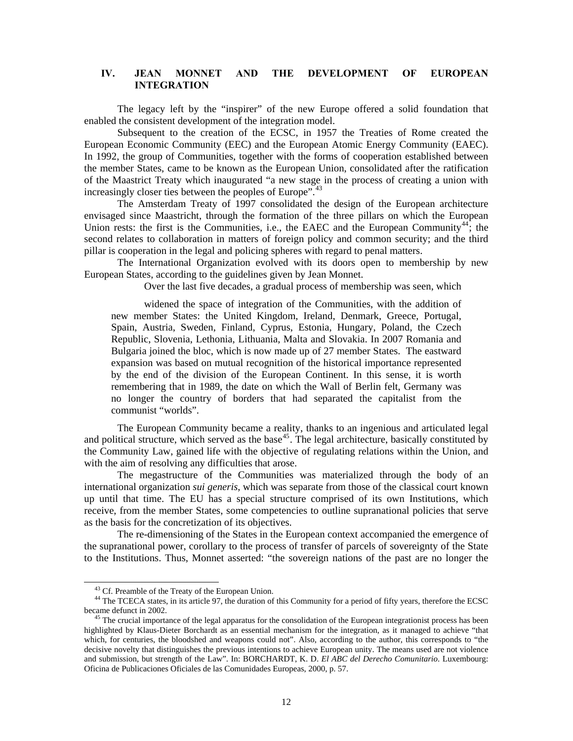## IV. JEAN MONNET AND THE DEVELOPMENT OF EUROPEAN INTEGRATION

The legacy left by the "inspirer" of the new Europe offered a solid foundation that enabled the consistent development of the integration model.

Subsequent to the creation of the ECSC, in 1957 the Treaties of Rome created the European Economic Community (EEC) and the European Atomic Energy Community (EAEC). In 1992, the group of Communities, together with the forms of cooperation established between the member States, came to be known as the European Union, consolidated after the ratification of the Maastrict Treaty which inaugurated "a new stage in the process of creating a union with increasingly closer ties between the peoples of Europe".[43]

The Amsterdam Treaty of 1997 consolidated the design of the European architecture envisaged since Maastricht, through the formation of the three pillars on which the European Union rests: the first is the Communities, i.e., the EAEC and the European Community[44]; the second relates to collaboration in matters of foreign policy and common security; and the third pillar is cooperation in the legal and policing spheres with regard to penal matters.

The International Organization evolved with its doors open to membership by new European States, according to the guidelines given by Jean Monnet.

> Over the last five decades, a gradual process of membership was seen, which widened the space of integration of the Communities, with the addition of new member States: the United Kingdom, Ireland, Denmark, Greece, Portugal, Spain, Austria, Sweden, Finland, Cyprus, Estonia, Hungary, Poland, the Czech Republic, Slovenia, Lethonia, Lithuania, Malta and Slovakia. In 2007 Romania and Bulgaria joined the bloc, which is now made up of 27 member States. The eastward expansion was based on mutual recognition of the historical importance represented by the end of the division of the European Continent. In this sense, it is worth remembering that in 1989, the date on which the Wall of Berlin felt, Germany was no longer the country of borders that had separated the capitalist from the communist "worlds".

The European Community became a reality, thanks to an ingenious and articulated legal and political structure, which served as the base[45]. The legal architecture, basically constituted by the Community Law, gained life with the objective of regulating relations within the Union, and with the aim of resolving any difficulties that arose.

The megastructure of the Communities was materialized through the body of an international organization *sui generis*, which was separate from those of the classical court known up until that time. The EU has a special structure comprised of its own Institutions, which receive, from the member States, some competencies to outline supranational policies that serve as the basis for the concretization of its objectives.

The re-dimensioning of the States in the European context accompanied the emergence of the supranational power, corollary to the process of transfer of parcels of sovereignty of the State to the Institutions. Thus, Monnet asserted: "the sovereign nations of the past are no longer the

---

[43] Cf. Preamble of the Treaty of the European Union.

[44] The TCECA states, in its article 97, the duration of this Community for a period of fifty years, therefore the ECSC became defunct in 2002.

[45] The crucial importance of the legal apparatus for the consolidation of the European integrationist process has been highlighted by Klaus-Dieter Borchardt as an essential mechanism for the integration, as it managed to achieve "that which, for centuries, the bloodshed and weapons could not". Also, according to the author, this corresponds to "the decisive novelty that distinguishes the previous intentions to achieve European unity. The means used are not violence and submission, but strength of the Law". In: BORCHARDT, K. D. *El ABC del Derecho Comunitario*. Luxembourg: Oficina de Publicaciones Oficiales de las Comunidades Europeas, 2000, p. 57.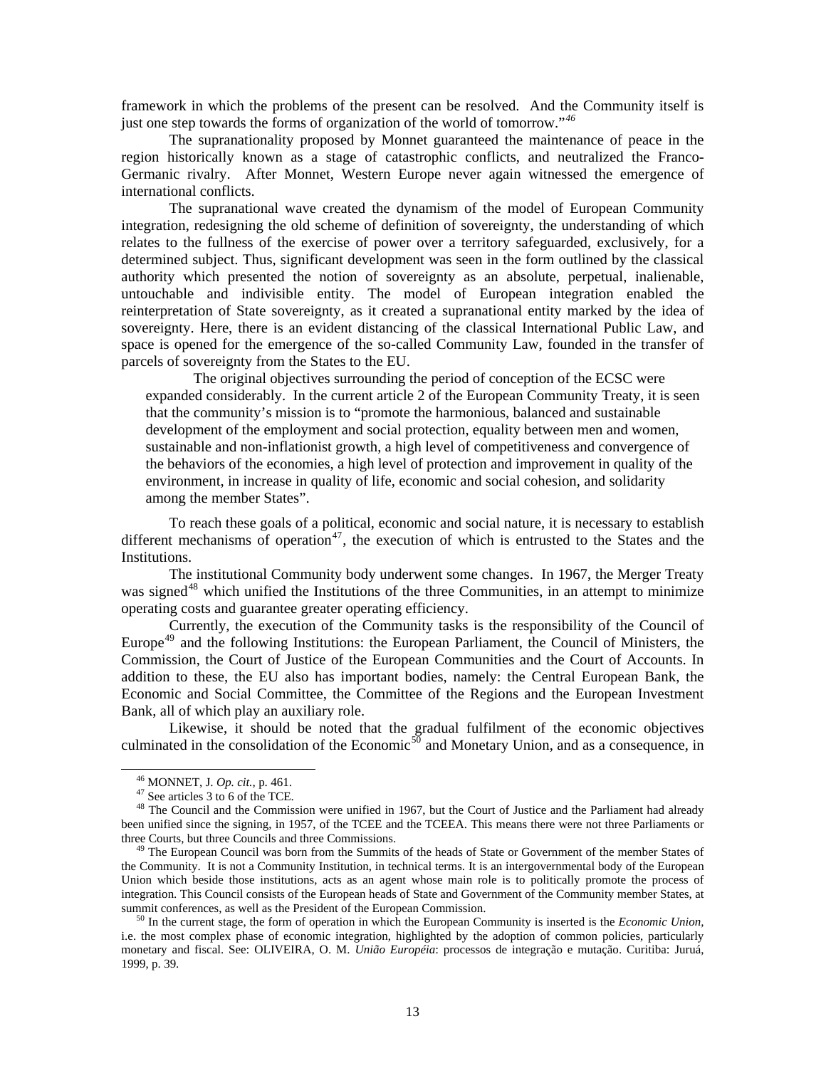framework in which the problems of the present can be resolved. And the Community itself is just one step towards the forms of organization of the world of tomorrow."[46]

The supranationality proposed by Monnet guaranteed the maintenance of peace in the region historically known as a stage of catastrophic conflicts, and neutralized the Franco-Germanic rivalry. After Monnet, Western Europe never again witnessed the emergence of international conflicts.

The supranational wave created the dynamism of the model of European Community integration, redesigning the old scheme of definition of sovereignty, the understanding of which relates to the fullness of the exercise of power over a territory safeguarded, exclusively, for a determined subject. Thus, significant development was seen in the form outlined by the classical authority which presented the notion of sovereignty as an absolute, perpetual, inalienable, untouchable and indivisible entity. The model of European integration enabled the reinterpretation of State sovereignty, as it created a supranational entity marked by the idea of sovereignty. Here, there is an evident distancing of the classical International Public Law, and space is opened for the emergence of the so-called Community Law, founded in the transfer of parcels of sovereignty from the States to the EU.

> The original objectives surrounding the period of conception of the ECSC were expanded considerably. In the current article 2 of the European Community Treaty, it is seen that the community's mission is to "promote the harmonious, balanced and sustainable development of the employment and social protection, equality between men and women, sustainable and non-inflationist growth, a high level of competitiveness and convergence of the behaviors of the economies, a high level of protection and improvement in quality of the environment, in increase in quality of life, economic and social cohesion, and solidarity among the member States".

To reach these goals of a political, economic and social nature, it is necessary to establish different mechanisms of operation[47], the execution of which is entrusted to the States and the Institutions.

The institutional Community body underwent some changes. In 1967, the Merger Treaty was signed[48] which unified the Institutions of the three Communities, in an attempt to minimize operating costs and guarantee greater operating efficiency.

Currently, the execution of the Community tasks is the responsibility of the Council of Europe[49] and the following Institutions: the European Parliament, the Council of Ministers, the Commission, the Court of Justice of the European Communities and the Court of Accounts. In addition to these, the EU also has important bodies, namely: the Central European Bank, the Economic and Social Committee, the Committee of the Regions and the European Investment Bank, all of which play an auxiliary role.

Likewise, it should be noted that the gradual fulfilment of the economic objectives culminated in the consolidation of the Economic[50] and Monetary Union, and as a consequence, in

---

[46] MONNET, J. *Op. cit.,* p. 461.

[47] See articles 3 to 6 of the TCE.

[48] The Council and the Commission were unified in 1967, but the Court of Justice and the Parliament had already been unified since the signing, in 1957, of the TCEE and the TCEEA. This means there were not three Parliaments or three Courts, but three Councils and three Commissions.

[49] The European Council was born from the Summits of the heads of State or Government of the member States of the Community. It is not a Community Institution, in technical terms. It is an intergovernmental body of the European Union which beside those institutions, acts as an agent whose main role is to politically promote the process of integration. This Council consists of the European heads of State and Government of the Community member States, at summit conferences, as well as the President of the European Commission.

[50] In the current stage, the form of operation in which the European Community is inserted is the *Economic Union,* i.e. the most complex phase of economic integration, highlighted by the adoption of common policies, particularly monetary and fiscal. See: OLIVEIRA, O. M. *União Européia*: processos de integração e mutação. Curitiba: Juruá, 1999, p. 39.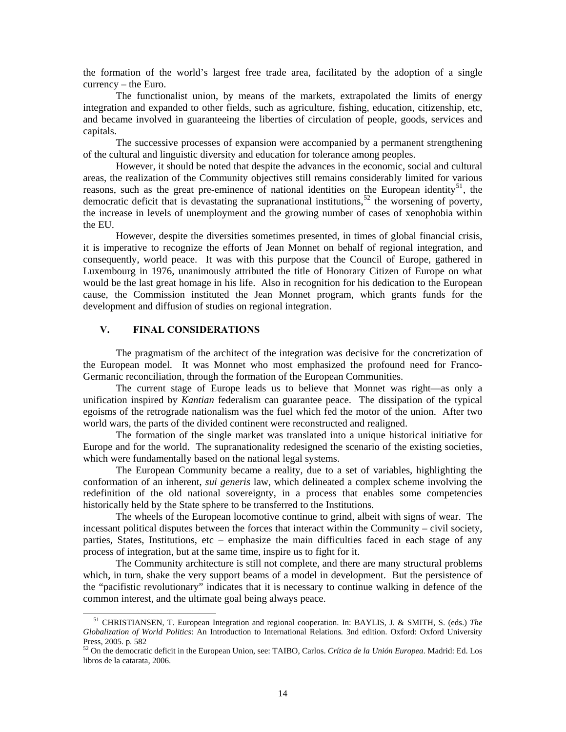the formation of the world's largest free trade area, facilitated by the adoption of a single currency – the Euro.

The functionalist union, by means of the markets, extrapolated the limits of energy integration and expanded to other fields, such as agriculture, fishing, education, citizenship, etc, and became involved in guaranteeing the liberties of circulation of people, goods, services and capitals.

The successive processes of expansion were accompanied by a permanent strengthening of the cultural and linguistic diversity and education for tolerance among peoples.

However, it should be noted that despite the advances in the economic, social and cultural areas, the realization of the Community objectives still remains considerably limited for various reasons, such as the great pre-eminence of national identities on the European identity[51], the democratic deficit that is devastating the supranational institutions,[52] the worsening of poverty, the increase in levels of unemployment and the growing number of cases of xenophobia within the EU.

However, despite the diversities sometimes presented, in times of global financial crisis, it is imperative to recognize the efforts of Jean Monnet on behalf of regional integration, and consequently, world peace. It was with this purpose that the Council of Europe, gathered in Luxembourg in 1976, unanimously attributed the title of Honorary Citizen of Europe on what would be the last great homage in his life. Also in recognition for his dedication to the European cause, the Commission instituted the Jean Monnet program, which grants funds for the development and diffusion of studies on regional integration.

## V. FINAL CONSIDERATIONS

The pragmatism of the architect of the integration was decisive for the concretization of the European model. It was Monnet who most emphasized the profound need for Franco-Germanic reconciliation, through the formation of the European Communities.

The current stage of Europe leads us to believe that Monnet was right—as only a unification inspired by *Kantian* federalism can guarantee peace. The dissipation of the typical egoisms of the retrograde nationalism was the fuel which fed the motor of the union. After two world wars, the parts of the divided continent were reconstructed and realigned.

The formation of the single market was translated into a unique historical initiative for Europe and for the world. The supranationality redesigned the scenario of the existing societies, which were fundamentally based on the national legal systems.

The European Community became a reality, due to a set of variables, highlighting the conformation of an inherent, *sui generis* law, which delineated a complex scheme involving the redefinition of the old national sovereignty, in a process that enables some competencies historically held by the State sphere to be transferred to the Institutions.

The wheels of the European locomotive continue to grind, albeit with signs of wear. The incessant political disputes between the forces that interact within the Community – civil society, parties, States, Institutions, etc – emphasize the main difficulties faced in each stage of any process of integration, but at the same time, inspire us to fight for it.

The Community architecture is still not complete, and there are many structural problems which, in turn, shake the very support beams of a model in development. But the persistence of the "pacifistic revolutionary" indicates that it is necessary to continue walking in defence of the common interest, and the ultimate goal being always peace.

---

[51] CHRISTIANSEN, T. European Integration and regional cooperation. In: BAYLIS, J. & SMITH, S. (eds.) *The Globalization of World Politics*: An Introduction to International Relations. 3nd edition. Oxford: Oxford University Press, 2005. p. 582

[52] On the democratic deficit in the European Union, see: TAIBO, Carlos. *Crítica de la Unión Europea*. Madrid: Ed. Los libros de la catarata, 2006.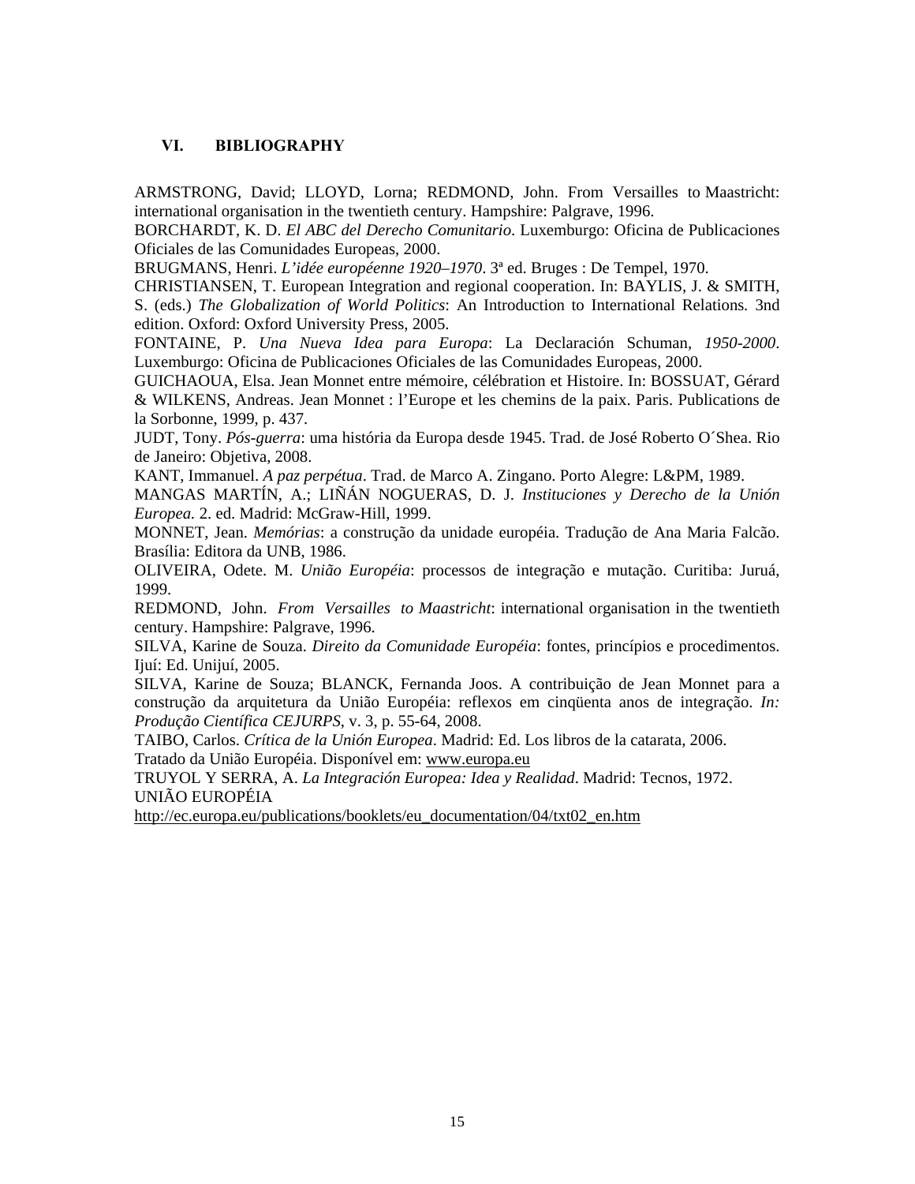## VI. BIBLIOGRAPHY

ARMSTRONG, David; LLOYD, Lorna; REDMOND, John. From Versailles to Maastricht: international organisation in the twentieth century. Hampshire: Palgrave, 1996.
BORCHARDT, K. D. *El ABC del Derecho Comunitario*. Luxemburgo: Oficina de Publicaciones Oficiales de las Comunidades Europeas, 2000.
BRUGMANS, Henri. *L'idée européenne 1920–1970*. 3ª ed. Bruges : De Tempel, 1970.
CHRISTIANSEN, T. European Integration and regional cooperation. In: BAYLIS, J. & SMITH, S. (eds.) *The Globalization of World Politics*: An Introduction to International Relations. 3nd edition. Oxford: Oxford University Press, 2005.
FONTAINE, P. *Una Nueva Idea para Europa*: La Declaración Schuman, *1950-2000*. Luxemburgo: Oficina de Publicaciones Oficiales de las Comunidades Europeas, 2000.
GUICHAOUA, Elsa. Jean Monnet entre mémoire, célébration et Histoire. In: BOSSUAT, Gérard & WILKENS, Andreas. Jean Monnet : l'Europe et les chemins de la paix. Paris. Publications de la Sorbonne, 1999, p. 437.
JUDT, Tony. *Pós-guerra*: uma história da Europa desde 1945. Trad. de José Roberto O´Shea. Rio de Janeiro: Objetiva, 2008.
KANT, Immanuel. *A paz perpétua*. Trad. de Marco A. Zingano. Porto Alegre: L&PM, 1989.
MANGAS MARTÍN, A.; LIÑÁN NOGUERAS, D. J. *Instituciones y Derecho de la Unión Europea.* 2. ed. Madrid: McGraw-Hill, 1999.
MONNET, Jean. *Memórias*: a construção da unidade européia. Tradução de Ana Maria Falcão. Brasília: Editora da UNB, 1986.
OLIVEIRA, Odete. M. *União Européia*: processos de integração e mutação. Curitiba: Juruá, 1999.
REDMOND, John. *From Versailles to Maastricht*: international organisation in the twentieth century. Hampshire: Palgrave, 1996.
SILVA, Karine de Souza. *Direito da Comunidade Européia*: fontes, princípios e procedimentos. Ijuí: Ed. Unijuí, 2005.
SILVA, Karine de Souza; BLANCK, Fernanda Joos. A contribuição de Jean Monnet para a construção da arquitetura da União Européia: reflexos em cinqüenta anos de integração. *In: Produção Científica CEJURPS*, v. 3, p. 55-64, 2008.
TAIBO, Carlos. *Crítica de la Unión Europea*. Madrid: Ed. Los libros de la catarata, 2006.
Tratado da União Européia. Disponível em: www.europa.eu
TRUYOL Y SERRA, A. *La Integración Europea: Idea y Realidad*. Madrid: Tecnos, 1972.
UNIÃO EUROPÉIA
http://ec.europa.eu/publications/booklets/eu_documentation/04/txt02_en.htm